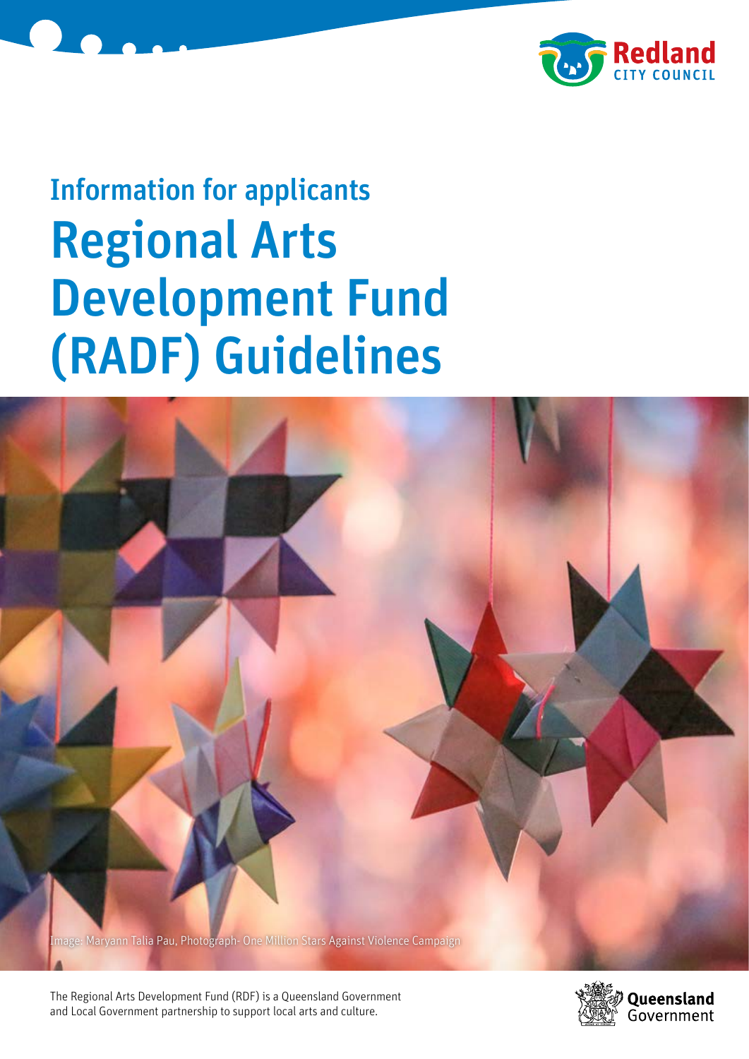## Information for applicants

# Regional Arts Development Fund (RADF) Guidelines

Image: Maryann Talia Pau, Photograph- One Million Stars Against Violence Campaign

The Regional Arts Development Fund (RDF) is a Queensland Government and Local Government partnership to support local arts and culture.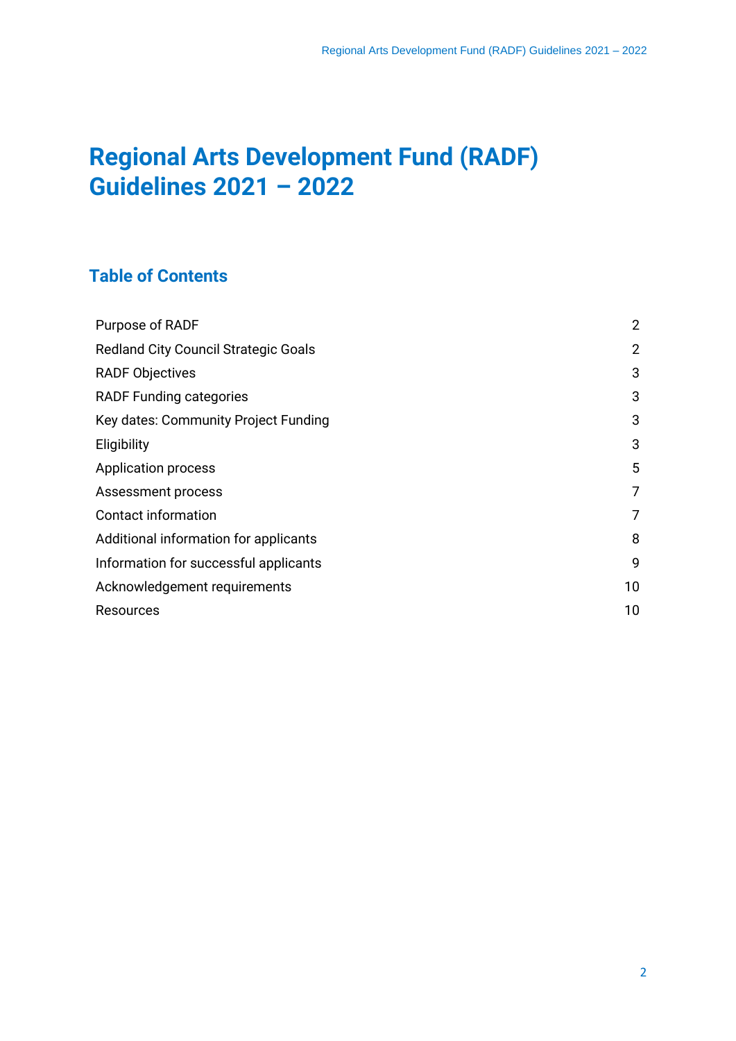# Regional Arts Development Fund (RADF) Guidelines 2021 – 2022

## Table of Contents

| | |
|---|---|
| Purpose of RADF | 2 |
| Redland City Council Strategic Goals | 2 |
| RADF Objectives | 3 |
| RADF Funding categories | 3 |
| Key dates: Community Project Funding | 3 |
| Eligibility | 3 |
| Application process | 5 |
| Assessment process | 7 |
| Contact information | 7 |
| Additional information for applicants | 8 |
| Information for successful applicants | 9 |
| Acknowledgement requirements | 10 |
| Resources | 10 |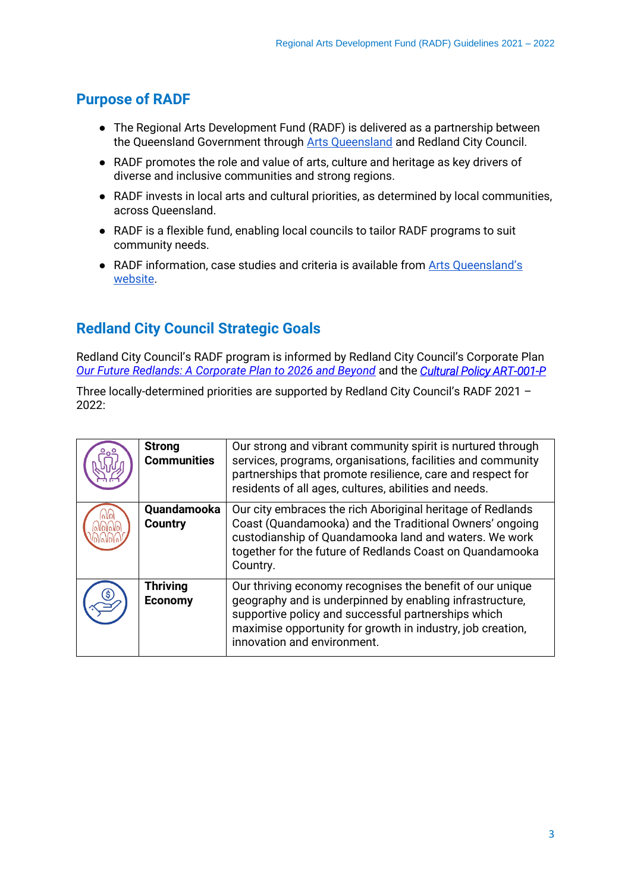## Purpose of RADF

- The Regional Arts Development Fund (RADF) is delivered as a partnership between the Queensland Government through Arts Queensland and Redland City Council.
- RADF promotes the role and value of arts, culture and heritage as key drivers of diverse and inclusive communities and strong regions.
- RADF invests in local arts and cultural priorities, as determined by local communities, across Queensland.
- RADF is a flexible fund, enabling local councils to tailor RADF programs to suit community needs.
- RADF information, case studies and criteria is available from Arts Queensland's website.

## Redland City Council Strategic Goals

Redland City Council's RADF program is informed by Redland City Council's Corporate Plan *Our Future Redlands: A Corporate Plan to 2026 and Beyond* and the *Cultural Policy ART-001-P*

Three locally-determined priorities are supported by Redland City Council's RADF 2021 – 2022:

| | | |
|---|---|---|
| | **Strong Communities** | Our strong and vibrant community spirit is nurtured through services, programs, organisations, facilities and community partnerships that promote resilience, care and respect for residents of all ages, cultures, abilities and needs. |
| | **Quandamooka Country** | Our city embraces the rich Aboriginal heritage of Redlands Coast (Quandamooka) and the Traditional Owners' ongoing custodianship of Quandamooka land and waters. We work together for the future of Redlands Coast on Quandamooka Country. |
| | **Thriving Economy** | Our thriving economy recognises the benefit of our unique geography and is underpinned by enabling infrastructure, supportive policy and successful partnerships which maximise opportunity for growth in industry, job creation, innovation and environment. |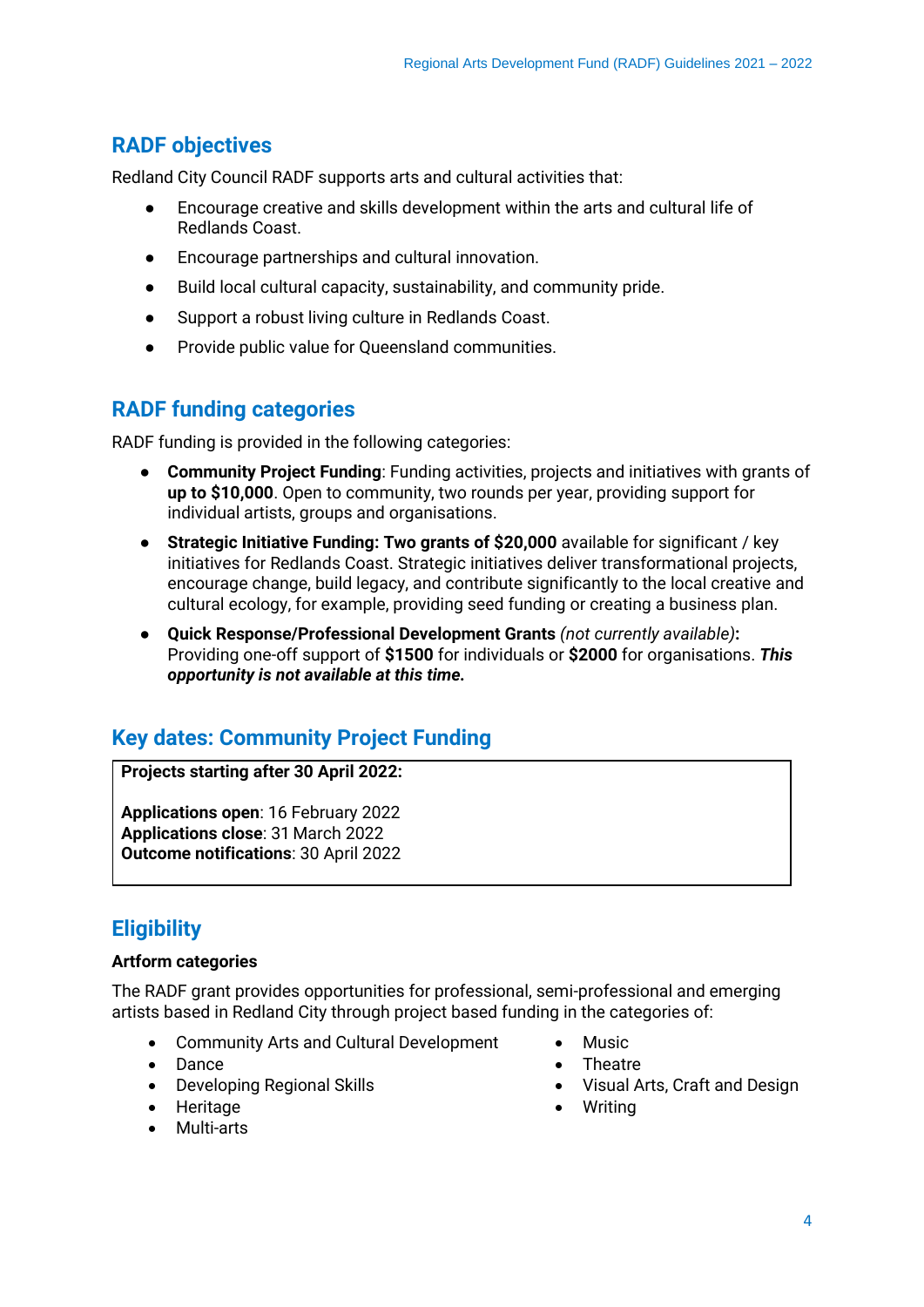## RADF objectives

Redland City Council RADF supports arts and cultural activities that:

- Encourage creative and skills development within the arts and cultural life of Redlands Coast.
- Encourage partnerships and cultural innovation.
- Build local cultural capacity, sustainability, and community pride.
- Support a robust living culture in Redlands Coast.
- Provide public value for Queensland communities.

## RADF funding categories

RADF funding is provided in the following categories:

- **Community Project Funding**: Funding activities, projects and initiatives with grants of **up to $10,000**. Open to community, two rounds per year, providing support for individual artists, groups and organisations.
- **Strategic Initiative Funding: Two grants of $20,000** available for significant / key initiatives for Redlands Coast. Strategic initiatives deliver transformational projects, encourage change, build legacy, and contribute significantly to the local creative and cultural ecology, for example, providing seed funding or creating a business plan.
- **Quick Response/Professional Development Grants** *(not currently available)***:** Providing one-off support of **$1500** for individuals or **$2000** for organisations. ***This opportunity is not available at this time.***

## Key dates: Community Project Funding

**Projects starting after 30 April 2022:**

**Applications open**: 16 February 2022
**Applications close**: 31 March 2022
**Outcome notifications**: 30 April 2022

## Eligibility

**Artform categories**

The RADF grant provides opportunities for professional, semi-professional and emerging artists based in Redland City through project based funding in the categories of:

- Community Arts and Cultural Development
- Dance
- Developing Regional Skills
- Heritage
- Multi-arts
- Music
- Theatre
- Visual Arts, Craft and Design
- Writing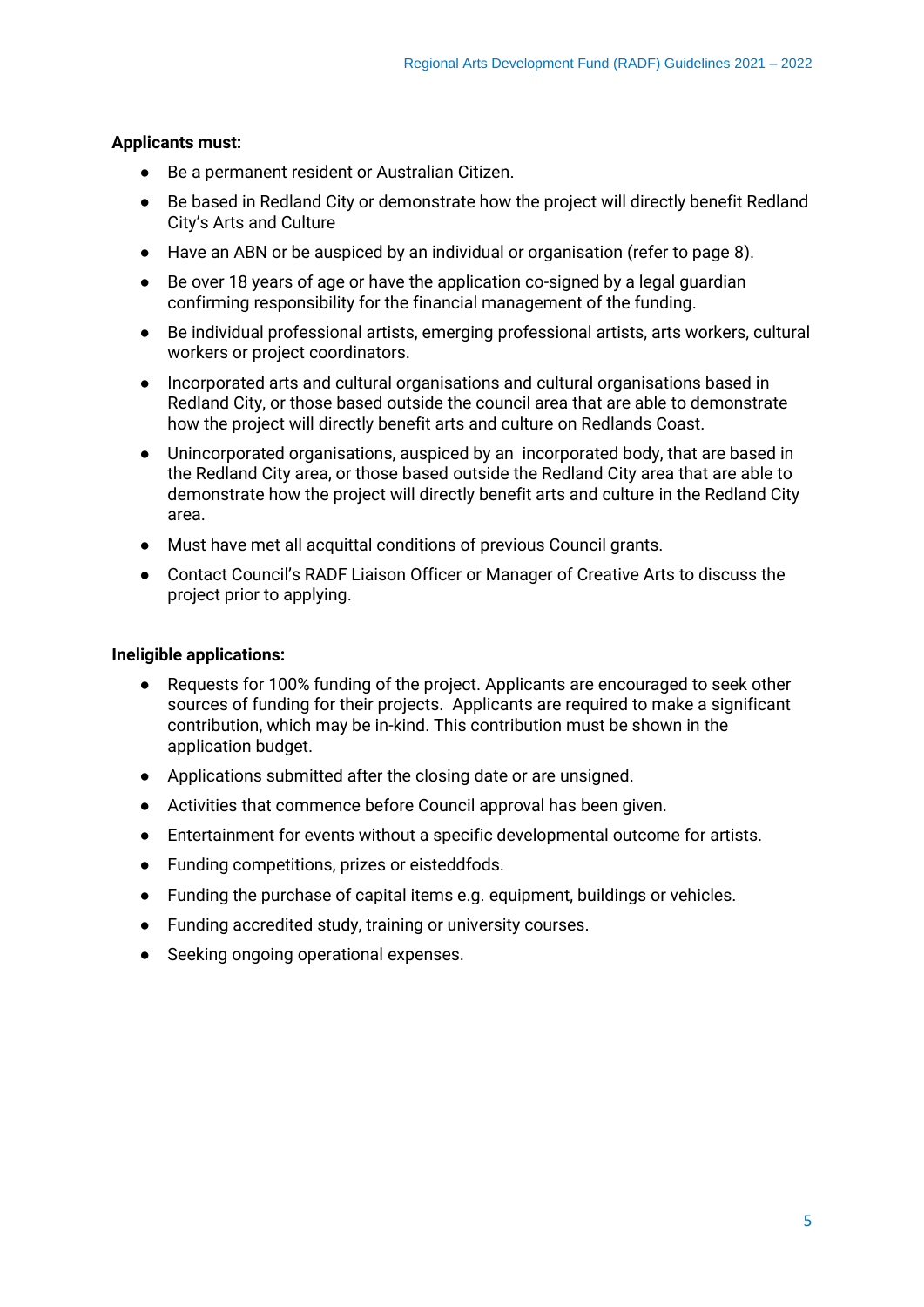**Applicants must:**

- Be a permanent resident or Australian Citizen.
- Be based in Redland City or demonstrate how the project will directly benefit Redland City's Arts and Culture
- Have an ABN or be auspiced by an individual or organisation (refer to page 8).
- Be over 18 years of age or have the application co-signed by a legal guardian confirming responsibility for the financial management of the funding.
- Be individual professional artists, emerging professional artists, arts workers, cultural workers or project coordinators.
- Incorporated arts and cultural organisations and cultural organisations based in Redland City, or those based outside the council area that are able to demonstrate how the project will directly benefit arts and culture on Redlands Coast.
- Unincorporated organisations, auspiced by an incorporated body, that are based in the Redland City area, or those based outside the Redland City area that are able to demonstrate how the project will directly benefit arts and culture in the Redland City area.
- Must have met all acquittal conditions of previous Council grants.
- Contact Council's RADF Liaison Officer or Manager of Creative Arts to discuss the project prior to applying.

**Ineligible applications:**

- Requests for 100% funding of the project. Applicants are encouraged to seek other sources of funding for their projects. Applicants are required to make a significant contribution, which may be in-kind. This contribution must be shown in the application budget.
- Applications submitted after the closing date or are unsigned.
- Activities that commence before Council approval has been given.
- Entertainment for events without a specific developmental outcome for artists.
- Funding competitions, prizes or eisteddfods.
- Funding the purchase of capital items e.g. equipment, buildings or vehicles.
- Funding accredited study, training or university courses.
- Seeking ongoing operational expenses.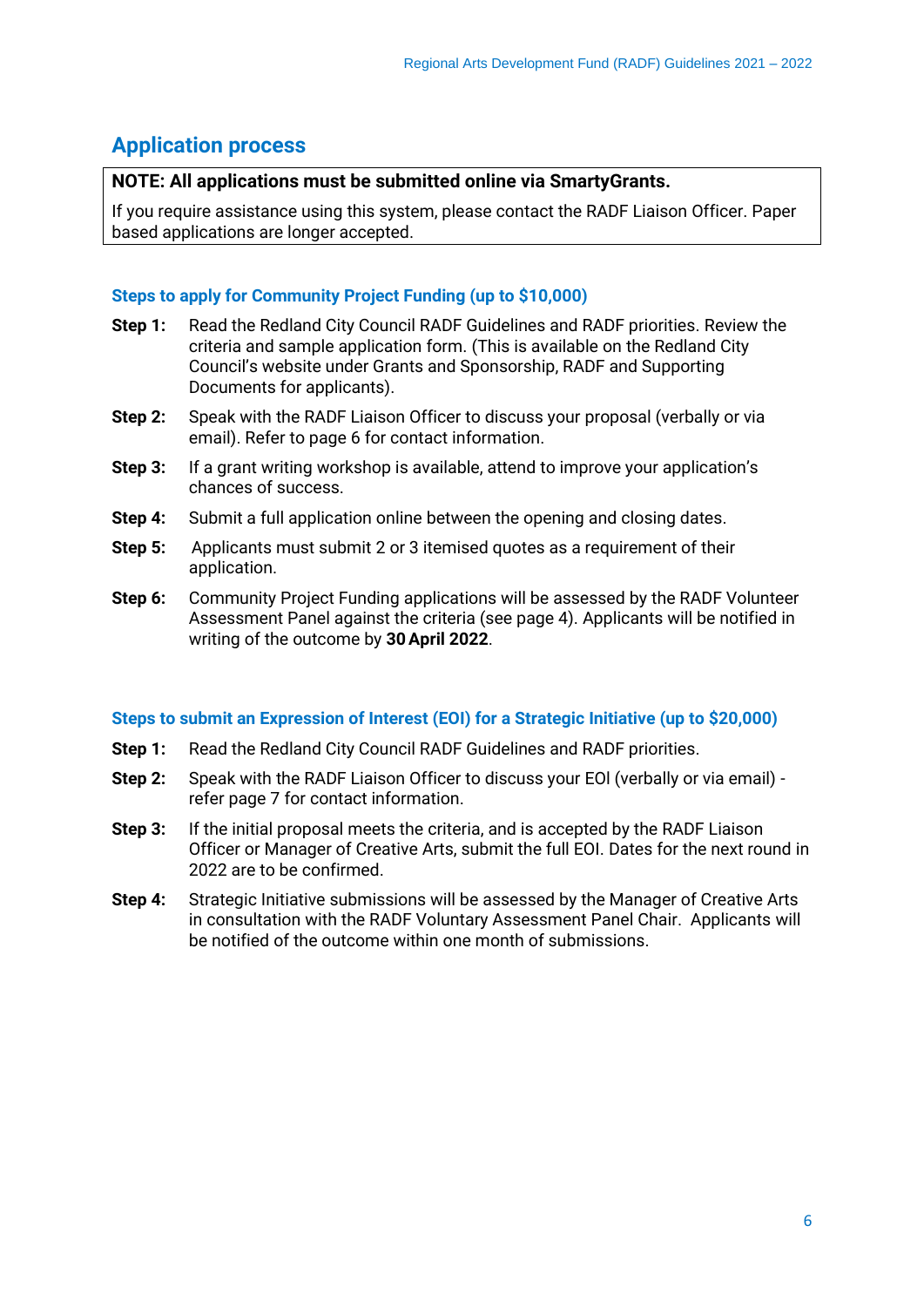## Application process

**NOTE: All applications must be submitted online via SmartyGrants.**

If you require assistance using this system, please contact the RADF Liaison Officer. Paper based applications are longer accepted.

### Steps to apply for Community Project Funding (up to $10,000)

**Step 1:** Read the Redland City Council RADF Guidelines and RADF priorities. Review the criteria and sample application form. (This is available on the Redland City Council's website under Grants and Sponsorship, RADF and Supporting Documents for applicants).

**Step 2:** Speak with the RADF Liaison Officer to discuss your proposal (verbally or via email). Refer to page 6 for contact information.

**Step 3:** If a grant writing workshop is available, attend to improve your application's chances of success.

**Step 4:** Submit a full application online between the opening and closing dates.

**Step 5:** Applicants must submit 2 or 3 itemised quotes as a requirement of their application.

**Step 6:** Community Project Funding applications will be assessed by the RADF Volunteer Assessment Panel against the criteria (see page 4). Applicants will be notified in writing of the outcome by **30 April 2022**.

### Steps to submit an Expression of Interest (EOI) for a Strategic Initiative (up to $20,000)

**Step 1:** Read the Redland City Council RADF Guidelines and RADF priorities.

**Step 2:** Speak with the RADF Liaison Officer to discuss your EOI (verbally or via email) - refer page 7 for contact information.

**Step 3:** If the initial proposal meets the criteria, and is accepted by the RADF Liaison Officer or Manager of Creative Arts, submit the full EOI. Dates for the next round in 2022 are to be confirmed.

**Step 4:** Strategic Initiative submissions will be assessed by the Manager of Creative Arts in consultation with the RADF Voluntary Assessment Panel Chair. Applicants will be notified of the outcome within one month of submissions.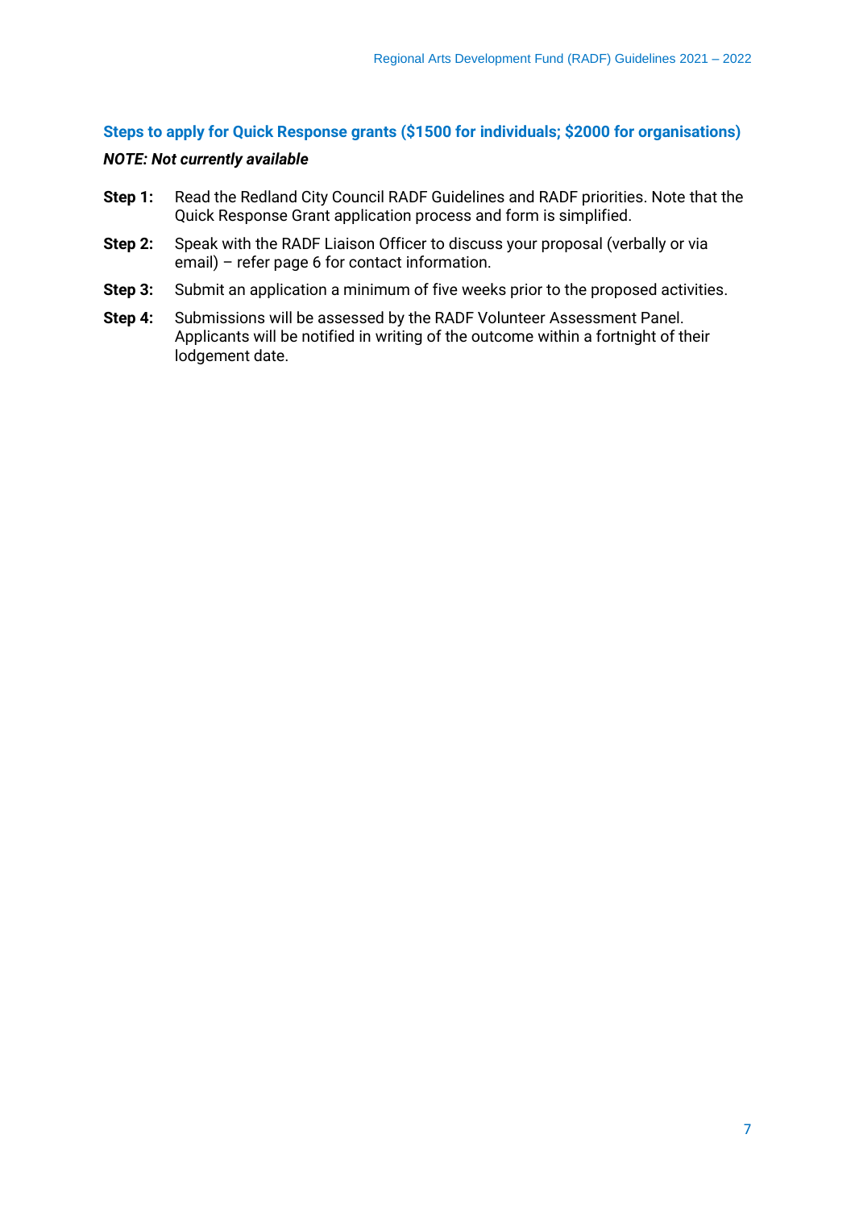### Steps to apply for Quick Response grants ($1500 for individuals; $2000 for organisations)

***NOTE: Not currently available***

**Step 1:** Read the Redland City Council RADF Guidelines and RADF priorities. Note that the Quick Response Grant application process and form is simplified.

**Step 2:** Speak with the RADF Liaison Officer to discuss your proposal (verbally or via email) – refer page 6 for contact information.

**Step 3:** Submit an application a minimum of five weeks prior to the proposed activities.

**Step 4:** Submissions will be assessed by the RADF Volunteer Assessment Panel. Applicants will be notified in writing of the outcome within a fortnight of their lodgement date.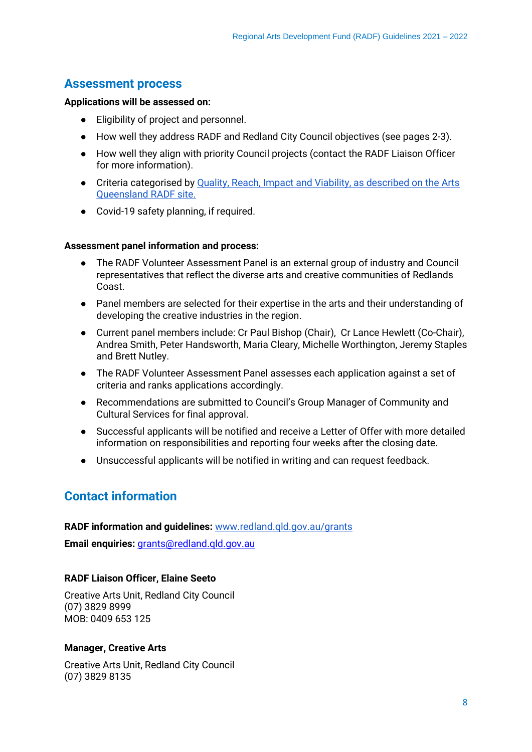## Assessment process

**Applications will be assessed on:**

- Eligibility of project and personnel.
- How well they address RADF and Redland City Council objectives (see pages 2-3).
- How well they align with priority Council projects (contact the RADF Liaison Officer for more information).
- Criteria categorised by [Quality, Reach, Impact and Viability, as described on the Arts Queensland RADF site.](#)
- Covid-19 safety planning, if required.

**Assessment panel information and process:**

- The RADF Volunteer Assessment Panel is an external group of industry and Council representatives that reflect the diverse arts and creative communities of Redlands Coast.
- Panel members are selected for their expertise in the arts and their understanding of developing the creative industries in the region.
- Current panel members include: Cr Paul Bishop (Chair), Cr Lance Hewlett (Co-Chair), Andrea Smith, Peter Handsworth, Maria Cleary, Michelle Worthington, Jeremy Staples and Brett Nutley.
- The RADF Volunteer Assessment Panel assesses each application against a set of criteria and ranks applications accordingly.
- Recommendations are submitted to Council's Group Manager of Community and Cultural Services for final approval.
- Successful applicants will be notified and receive a Letter of Offer with more detailed information on responsibilities and reporting four weeks after the closing date.
- Unsuccessful applicants will be notified in writing and can request feedback.

## Contact information

**RADF information and guidelines:** www.redland.qld.gov.au/grants

**Email enquiries:** grants@redland.qld.gov.au

**RADF Liaison Officer, Elaine Seeto**

Creative Arts Unit, Redland City Council
(07) 3829 8999
MOB: 0409 653 125

**Manager, Creative Arts**

Creative Arts Unit, Redland City Council
(07) 3829 8135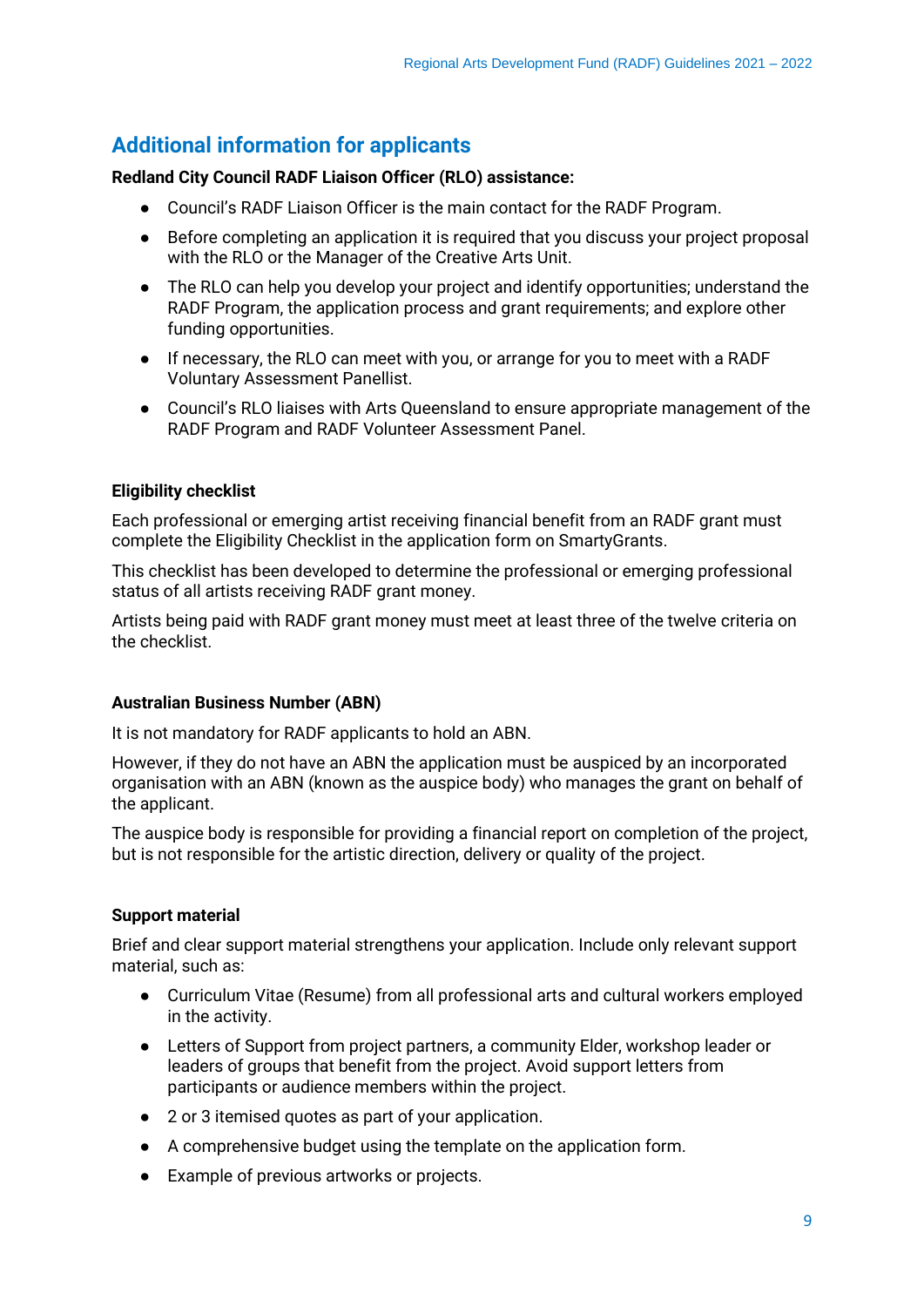## Additional information for applicants

**Redland City Council RADF Liaison Officer (RLO) assistance:**

- Council's RADF Liaison Officer is the main contact for the RADF Program.
- Before completing an application it is required that you discuss your project proposal with the RLO or the Manager of the Creative Arts Unit.
- The RLO can help you develop your project and identify opportunities; understand the RADF Program, the application process and grant requirements; and explore other funding opportunities.
- If necessary, the RLO can meet with you, or arrange for you to meet with a RADF Voluntary Assessment Panellist.
- Council's RLO liaises with Arts Queensland to ensure appropriate management of the RADF Program and RADF Volunteer Assessment Panel.

**Eligibility checklist**

Each professional or emerging artist receiving financial benefit from an RADF grant must complete the Eligibility Checklist in the application form on SmartyGrants.

This checklist has been developed to determine the professional or emerging professional status of all artists receiving RADF grant money.

Artists being paid with RADF grant money must meet at least three of the twelve criteria on the checklist.

**Australian Business Number (ABN)**

It is not mandatory for RADF applicants to hold an ABN.

However, if they do not have an ABN the application must be auspiced by an incorporated organisation with an ABN (known as the auspice body) who manages the grant on behalf of the applicant.

The auspice body is responsible for providing a financial report on completion of the project, but is not responsible for the artistic direction, delivery or quality of the project.

**Support material**

Brief and clear support material strengthens your application. Include only relevant support material, such as:

- Curriculum Vitae (Resume) from all professional arts and cultural workers employed in the activity.
- Letters of Support from project partners, a community Elder, workshop leader or leaders of groups that benefit from the project. Avoid support letters from participants or audience members within the project.
- 2 or 3 itemised quotes as part of your application.
- A comprehensive budget using the template on the application form.
- Example of previous artworks or projects.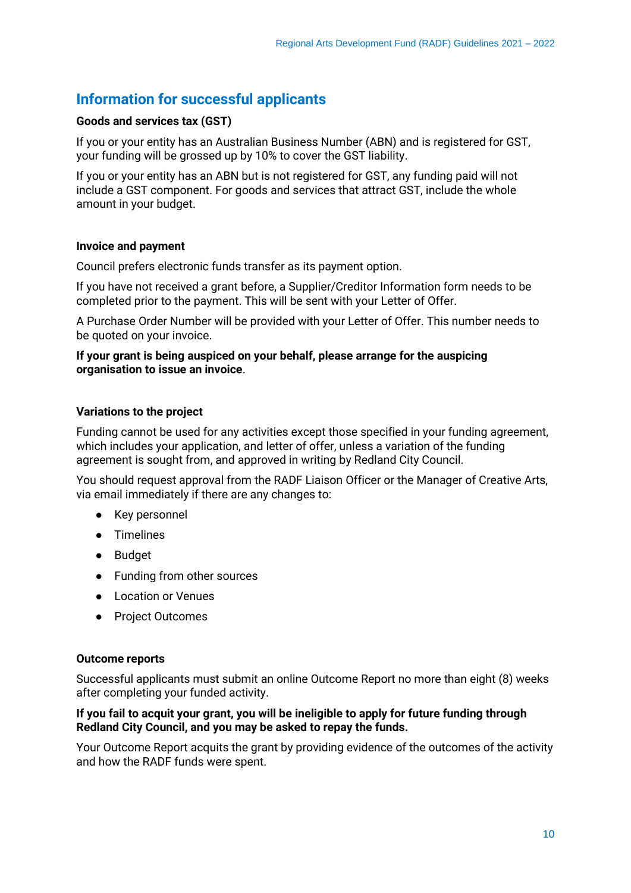## Information for successful applicants

### Goods and services tax (GST)

If you or your entity has an Australian Business Number (ABN) and is registered for GST, your funding will be grossed up by 10% to cover the GST liability.

If you or your entity has an ABN but is not registered for GST, any funding paid will not include a GST component. For goods and services that attract GST, include the whole amount in your budget.

### Invoice and payment

Council prefers electronic funds transfer as its payment option.

If you have not received a grant before, a Supplier/Creditor Information form needs to be completed prior to the payment. This will be sent with your Letter of Offer.

A Purchase Order Number will be provided with your Letter of Offer. This number needs to be quoted on your invoice.

**If your grant is being auspiced on your behalf, please arrange for the auspicing organisation to issue an invoice**.

### Variations to the project

Funding cannot be used for any activities except those specified in your funding agreement, which includes your application, and letter of offer, unless a variation of the funding agreement is sought from, and approved in writing by Redland City Council.

You should request approval from the RADF Liaison Officer or the Manager of Creative Arts, via email immediately if there are any changes to:

- Key personnel
- Timelines
- Budget
- Funding from other sources
- Location or Venues
- Project Outcomes

### Outcome reports

Successful applicants must submit an online Outcome Report no more than eight (8) weeks after completing your funded activity.

**If you fail to acquit your grant, you will be ineligible to apply for future funding through Redland City Council, and you may be asked to repay the funds.**

Your Outcome Report acquits the grant by providing evidence of the outcomes of the activity and how the RADF funds were spent.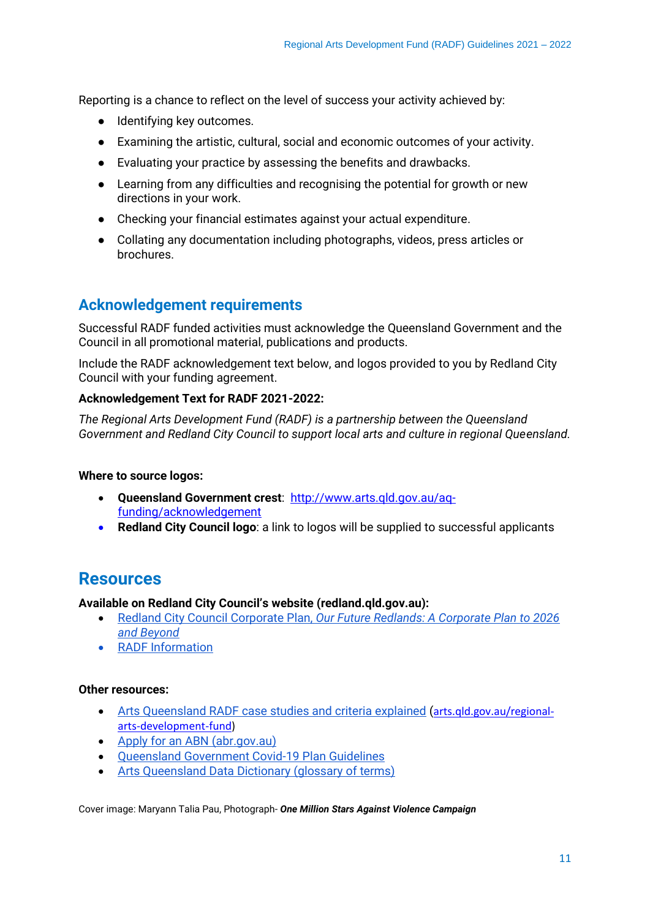Reporting is a chance to reflect on the level of success your activity achieved by:

- Identifying key outcomes.
- Examining the artistic, cultural, social and economic outcomes of your activity.
- Evaluating your practice by assessing the benefits and drawbacks.
- Learning from any difficulties and recognising the potential for growth or new directions in your work.
- Checking your financial estimates against your actual expenditure.
- Collating any documentation including photographs, videos, press articles or brochures.

## Acknowledgement requirements

Successful RADF funded activities must acknowledge the Queensland Government and the Council in all promotional material, publications and products.

Include the RADF acknowledgement text below, and logos provided to you by Redland City Council with your funding agreement.

**Acknowledgement Text for RADF 2021-2022:**

*The Regional Arts Development Fund (RADF) is a partnership between the Queensland Government and Redland City Council to support local arts and culture in regional Queensland.*

**Where to source logos:**

- **Queensland Government crest**: [http://www.arts.qld.gov.au/aq-funding/acknowledgement](http://www.arts.qld.gov.au/aq-funding/acknowledgement)
- **Redland City Council logo**: a link to logos will be supplied to successful applicants

## Resources

**Available on Redland City Council's website (redland.qld.gov.au):**

- Redland City Council Corporate Plan, *Our Future Redlands: A Corporate Plan to 2026 and Beyond*
- RADF Information

**Other resources:**

- Arts Queensland RADF case studies and criteria explained (arts.qld.gov.au/regional-arts-development-fund)
- Apply for an ABN (abr.gov.au)
- Queensland Government Covid-19 Plan Guidelines
- Arts Queensland Data Dictionary (glossary of terms)

Cover image: Maryann Talia Pau, Photograph- ***One Million Stars Against Violence Campaign***